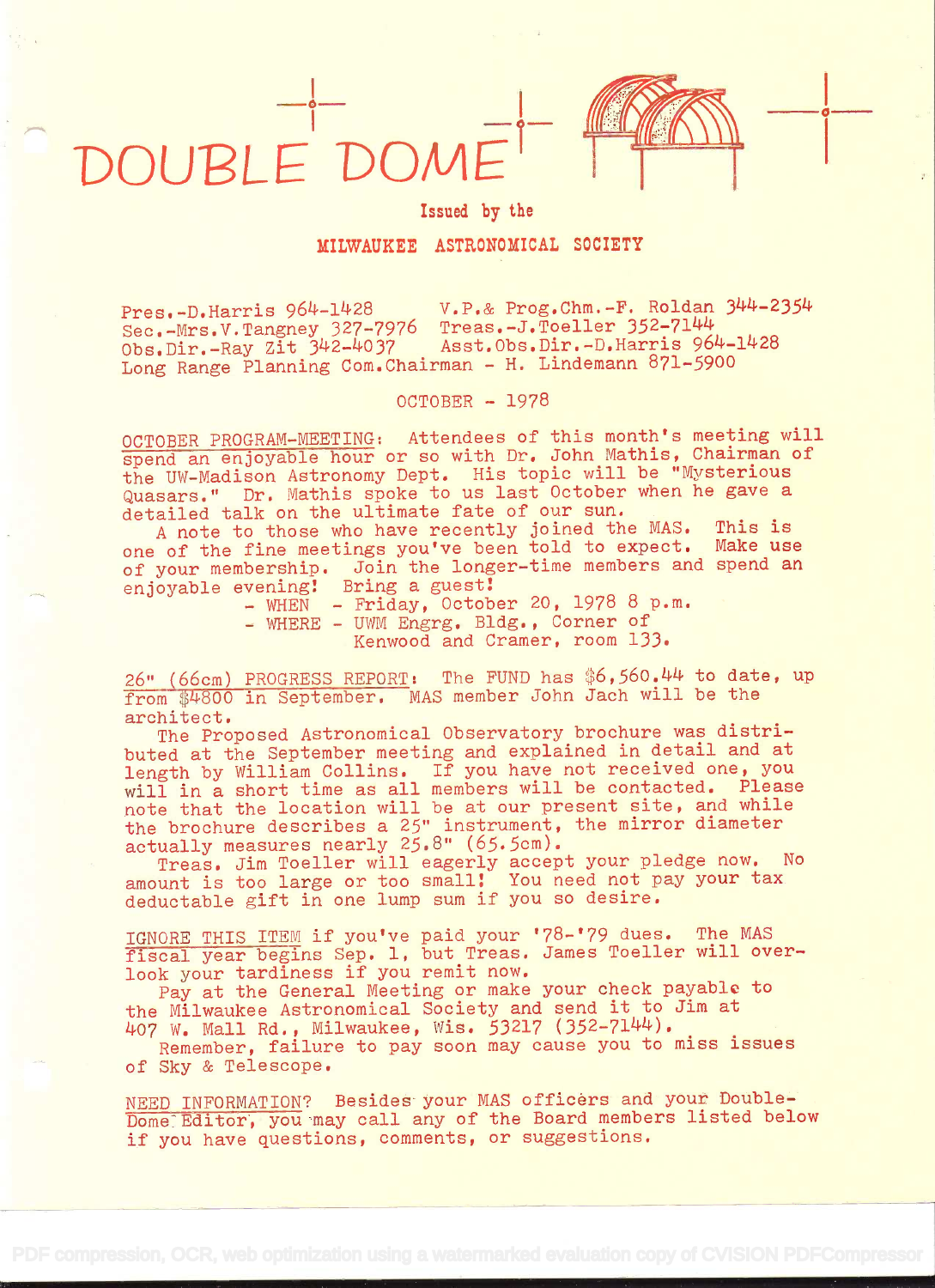# DOUBLE DOME

Issued by the

MILWAUKEE ASTRONOMICAL SOCIETY

Pres.-D.Harris 964-1428 V.P.& Prog.Chm.-F. Roldan 344-2354
Sec.-Mrs.V.Tangney 327-7976 Treas.-J.Toeller 352-7144
Obs.Dir.-Ray Zit 342-4037 Asst.Obs.Dir.-D.Harris 964-1428
Long Range Planning Com.Chairman - H. Lindemann 871-5900

OCTOBER - 1978

OCTOBER PROGRAM-MEETING: Attendees of this month's meeting will spend an enjoyable hour or so with Dr. John Mathis, Chairman of the UW-Madison Astronomy Dept. His topic will be "Mysterious Quasars." Dr. Mathis spoke to us last October when he gave a detailed talk on the ultimate fate of our sun.

A note to those who have recently joined the MAS. This is one of the fine meetings you've been told to expect. Make use of your membership. Join the longer-time members and spend an enjoyable evening! Bring a guest!

- WHEN - Friday, October 20, 1978 8 p.m.
- WHERE - UWM Engrg. Bldg., Corner of Kenwood and Cramer, room 133.

26" (66cm) PROGRESS REPORT: The FUND has $6,560.44 to date, up from $4800 in September. MAS member John Jach will be the architect.

The Proposed Astronomical Observatory brochure was distributed at the September meeting and explained in detail and at length by William Collins. If you have not received one, you will in a short time as all members will be contacted. Please note that the location will be at our present site, and while the brochure describes a 25" instrument, the mirror diameter actually measures nearly 25.8" (65.5cm).

Treas. Jim Toeller will eagerly accept your pledge now. No amount is too large or too small! You need not pay your tax deductable gift in one lump sum if you so desire.

IGNORE THIS ITEM if you've paid your '78-'79 dues. The MAS fiscal year begins Sep. 1, but Treas. James Toeller will overlook your tardiness if you remit now.

Pay at the General Meeting or make your check payable to the Milwaukee Astronomical Society and send it to Jim at 407 W. Mall Rd., Milwaukee, Wis. 53217 (352-7144).

Remember, failure to pay soon may cause you to miss issues of Sky & Telescope.

NEED INFORMATION? Besides your MAS officers and your Double-Dome Editor, you may call any of the Board members listed below if you have questions, comments, or suggestions.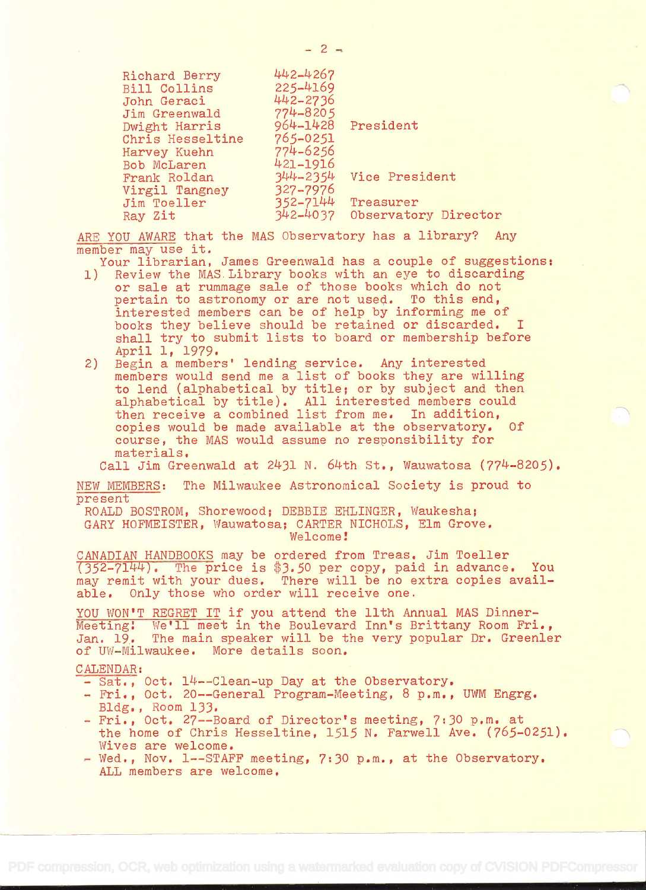| | | |
|---|---|---|
| Richard Berry | 442-4267 | |
| Bill Collins | 225-4169 | |
| John Geraci | 442-2736 | |
| Jim Greenwald | 774-8205 | |
| Dwight Harris | 964-1428 | President |
| Chris Hesseltine | 765-0251 | |
| Harvey Kuehn | 774-6256 | |
| Bob McLaren | 421-1916 | |
| Frank Roldan | 344-2354 | Vice President |
| Virgil Tangney | 327-7976 | |
| Jim Toeller | 352-7144 | Treasurer |
| Ray Zit | 342-4037 | Observatory Director |

ARE YOU AWARE that the MAS Observatory has a library? Any member may use it.

Your librarian, James Greenwald has a couple of suggestions:

1) Review the MAS Library books with an eye to discarding or sale at rummage sale of those books which do not pertain to astronomy or are not used. To this end, interested members can be of help by informing me of books they believe should be retained or discarded. I shall try to submit lists to board or membership before April 1, 1979.
2) Begin a members' lending service. Any interested members would send me a list of books they are willing to lend (alphabetical by title; or by subject and then alphabetical by title). All interested members could then receive a combined list from me. In addition, copies would be made available at the observatory. Of course, the MAS would assume no responsibility for materials.

Call Jim Greenwald at 2431 N. 64th St., Wauwatosa (774-8205).

NEW MEMBERS: The Milwaukee Astronomical Society is proud to present
ROALD BOSTROM, Shorewood; DEBBIE EHLINGER, Waukesha; GARY HOFMEISTER, Wauwatosa; CARTER NICHOLS, Elm Grove.
Welcome!

CANADIAN HANDBOOKS may be ordered from Treas. Jim Toeller (352-7144). The price is $3.50 per copy, paid in advance. You may remit with your dues. There will be no extra copies available. Only those who order will receive one.

YOU WON'T REGRET IT if you attend the 11th Annual MAS Dinner-Meeting! We'll meet in the Boulevard Inn's Brittany Room Fri., Jan. 19. The main speaker will be the very popular Dr. Greenler of UW-Milwaukee. More details soon.

CALENDAR:

- Sat., Oct. 14--Clean-up Day at the Observatory.
- Fri., Oct. 20--General Program-Meeting, 8 p.m., UWM Engrg. Bldg., Room 133.
- Fri., Oct. 27--Board of Director's meeting, 7:30 p.m. at the home of Chris Hesseltine, 1515 N. Farwell Ave. (765-0251). Wives are welcome.
- Wed., Nov. 1--STAFF meeting, 7:30 p.m., at the Observatory. ALL members are welcome.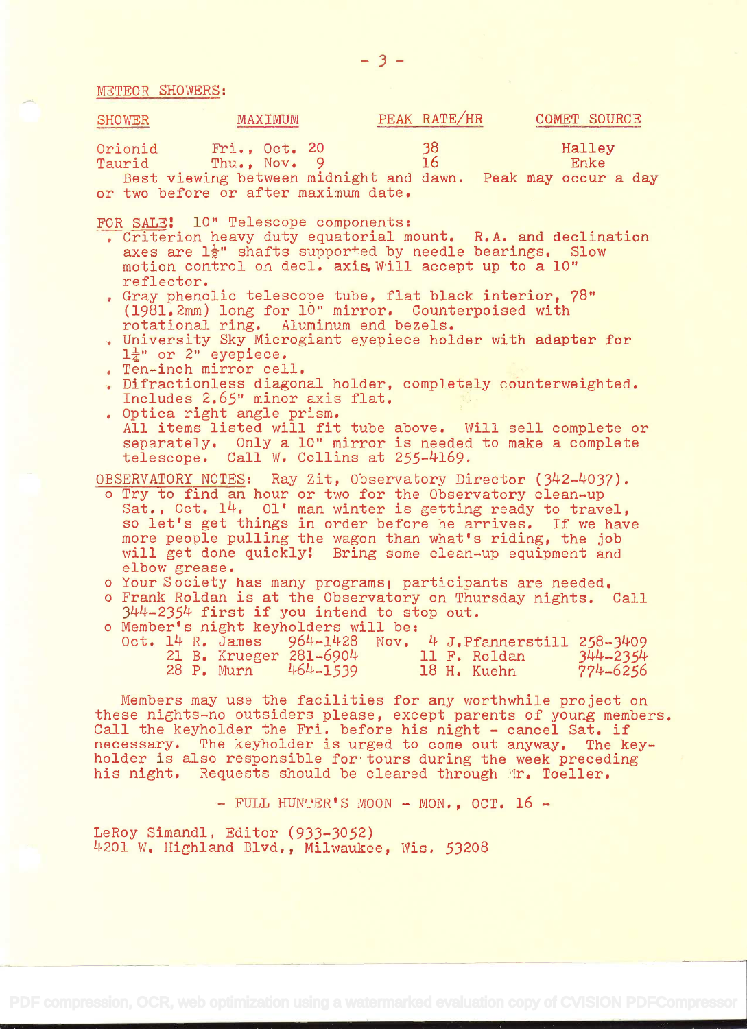METEOR SHOWERS:

| SHOWER | MAXIMUM | PEAK RATE/HR | COMET SOURCE |
|---|---|---|---|
| Orionid | Fri., Oct. 20 | 38 | Halley |
| Taurid | Thu., Nov. 9 | 16 | Enke |

Best viewing between midnight and dawn. Peak may occur a day or two before or after maximum date.

FOR SALE! 10" Telescope components:

- Criterion heavy duty equatorial mount. R.A. and declination axes are 1½" shafts supported by needle bearings. Slow motion control on decl. axis. Will accept up to a 10" reflector.
- Gray phenolic telescope tube, flat black interior, 78" (1981.2mm) long for 10" mirror. Counterpoised with rotational ring. Aluminum end bezels.
- University Sky Microgiant eyepiece holder with adapter for 1¼" or 2" eyepiece.
- Ten-inch mirror cell.
- Difractionless diagonal holder, completely counterweighted. Includes 2.65" minor axis flat.
- Optica right angle prism.

All items listed will fit tube above. Will sell complete or separately. Only a 10" mirror is needed to make a complete telescope. Call W. Collins at 255-4169.

OBSERVATORY NOTES: Ray Zit, Observatory Director (342-4037).

- Try to find an hour or two for the Observatory clean-up Sat., Oct. 14. Ol' man winter is getting ready to travel, so let's get things in order before he arrives. If we have more people pulling the wagon than what's riding, the job will get done quickly! Bring some clean-up equipment and elbow grease.
- Your Society has many programs; participants are needed.
- Frank Roldan is at the Observatory on Thursday nights. Call 344-2354 first if you intend to stop out.
- Member's night keyholders will be:

| | | | | | |
|---|---|---|---|---|---|
| Oct. 14 | R. James | 964-1428 | Nov. 4 | J.Pfannerstill | 258-3409 |
| 21 | B. Krueger | 281-6904 | 11 | F. Roldan | 344-2354 |
| 28 | P. Murn | 464-1539 | 18 | H. Kuehn | 774-6256 |

Members may use the facilities for any worthwhile project on these nights-no outsiders please, except parents of young members. Call the keyholder the Fri. before his night - cancel Sat. if necessary. The keyholder is urged to come out anyway. The keyholder is also responsible for tours during the week preceding his night. Requests should be cleared through Mr. Toeller.

\- FULL HUNTER'S MOON - MON., OCT. 16 -

LeRoy Simandl, Editor (933-3052)
4201 W. Highland Blvd., Milwaukee, Wis. 53208